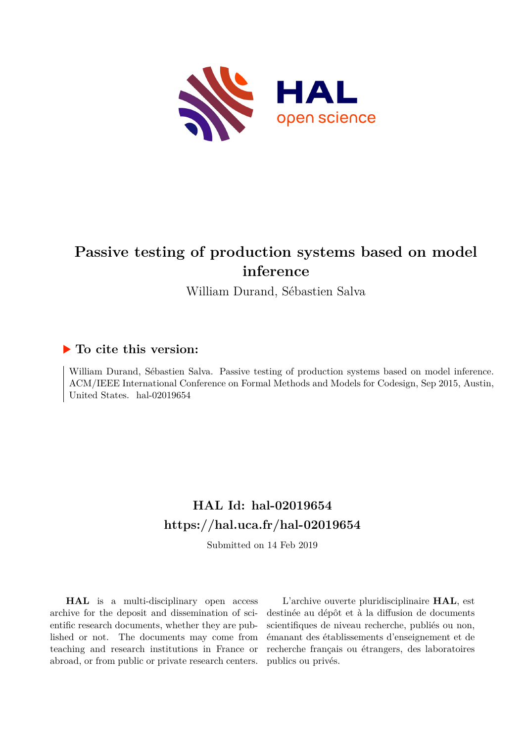# Passive testing of production systems based on model inference

William Durand, Sébastien Salva

## ▶ To cite this version:

William Durand, Sébastien Salva. Passive testing of production systems based on model inference. ACM/IEEE International Conference on Formal Methods and Models for Codesign, Sep 2015, Austin, United States. hal-02019654

## HAL Id: hal-02019654
## https://hal.uca.fr/hal-02019654

Submitted on 14 Feb 2019

**HAL** is a multi-disciplinary open access archive for the deposit and dissemination of scientific research documents, whether they are published or not. The documents may come from teaching and research institutions in France or abroad, or from public or private research centers.

L'archive ouverte pluridisciplinaire **HAL**, est destinée au dépôt et à la diffusion de documents scientifiques de niveau recherche, publiés ou non, émanant des établissements d'enseignement et de recherche français ou étrangers, des laboratoires publics ou privés.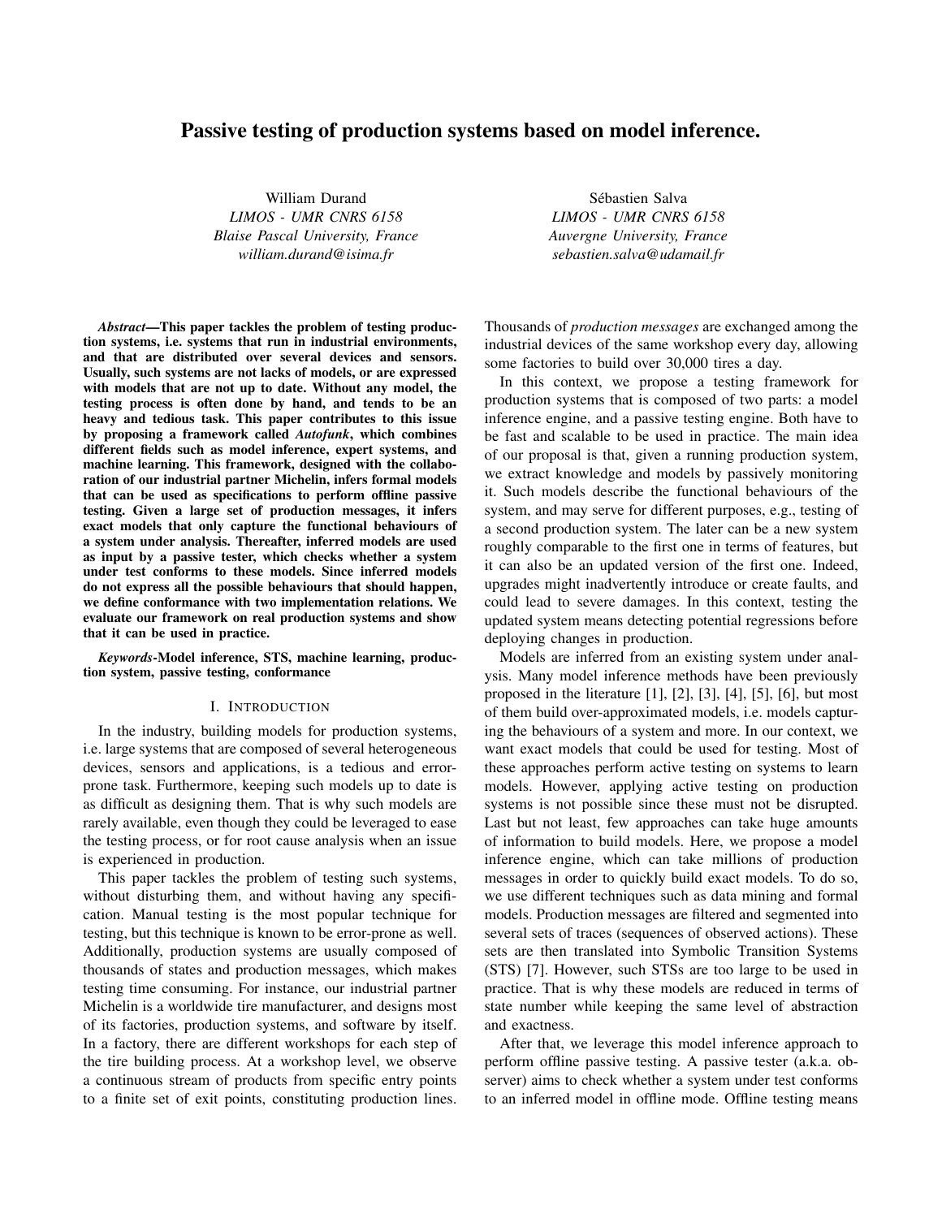# Passive testing of production systems based on model inference.

William Durand
*LIMOS - UMR CNRS 6158*
*Blaise Pascal University, France*
*william.durand@isima.fr*

Sébastien Salva
*LIMOS - UMR CNRS 6158*
*Auvergne University, France*
*sebastien.salva@udamail.fr*

***Abstract*—This paper tackles the problem of testing production systems, i.e. systems that run in industrial environments, and that are distributed over several devices and sensors. Usually, such systems are not lacks of models, or are expressed with models that are not up to date. Without any model, the testing process is often done by hand, and tends to be an heavy and tedious task. This paper contributes to this issue by proposing a framework called *Autofunk*, which combines different fields such as model inference, expert systems, and machine learning. This framework, designed with the collaboration of our industrial partner Michelin, infers formal models that can be used as specifications to perform offline passive testing. Given a large set of production messages, it infers exact models that only capture the functional behaviours of a system under analysis. Thereafter, inferred models are used as input by a passive tester, which checks whether a system under test conforms to these models. Since inferred models do not express all the possible behaviours that should happen, we define conformance with two implementation relations. We evaluate our framework on real production systems and show that it can be used in practice.**

***Keywords*-Model inference, STS, machine learning, production system, passive testing, conformance**

## I. Introduction

In the industry, building models for production systems, i.e. large systems that are composed of several heterogeneous devices, sensors and applications, is a tedious and error-prone task. Furthermore, keeping such models up to date is as difficult as designing them. That is why such models are rarely available, even though they could be leveraged to ease the testing process, or for root cause analysis when an issue is experienced in production.

This paper tackles the problem of testing such systems, without disturbing them, and without having any specification. Manual testing is the most popular technique for testing, but this technique is known to be error-prone as well. Additionally, production systems are usually composed of thousands of states and production messages, which makes testing time consuming. For instance, our industrial partner Michelin is a worldwide tire manufacturer, and designs most of its factories, production systems, and software by itself. In a factory, there are different workshops for each step of the tire building process. At a workshop level, we observe a continuous stream of products from specific entry points to a finite set of exit points, constituting production lines. Thousands of *production messages* are exchanged among the industrial devices of the same workshop every day, allowing some factories to build over 30,000 tires a day.

In this context, we propose a testing framework for production systems that is composed of two parts: a model inference engine, and a passive testing engine. Both have to be fast and scalable to be used in practice. The main idea of our proposal is that, given a running production system, we extract knowledge and models by passively monitoring it. Such models describe the functional behaviours of the system, and may serve for different purposes, e.g., testing of a second production system. The later can be a new system roughly comparable to the first one in terms of features, but it can also be an updated version of the first one. Indeed, upgrades might inadvertently introduce or create faults, and could lead to severe damages. In this context, testing the updated system means detecting potential regressions before deploying changes in production.

Models are inferred from an existing system under analysis. Many model inference methods have been previously proposed in the literature [1], [2], [3], [4], [5], [6], but most of them build over-approximated models, i.e. models capturing the behaviours of a system and more. In our context, we want exact models that could be used for testing. Most of these approaches perform active testing on systems to learn models. However, applying active testing on production systems is not possible since these must not be disrupted. Last but not least, few approaches can take huge amounts of information to build models. Here, we propose a model inference engine, which can take millions of production messages in order to quickly build exact models. To do so, we use different techniques such as data mining and formal models. Production messages are filtered and segmented into several sets of traces (sequences of observed actions). These sets are then translated into Symbolic Transition Systems (STS) [7]. However, such STSs are too large to be used in practice. That is why these models are reduced in terms of state number while keeping the same level of abstraction and exactness.

After that, we leverage this model inference approach to perform offline passive testing. A passive tester (a.k.a. observer) aims to check whether a system under test conforms to an inferred model in offline mode. Offline testing means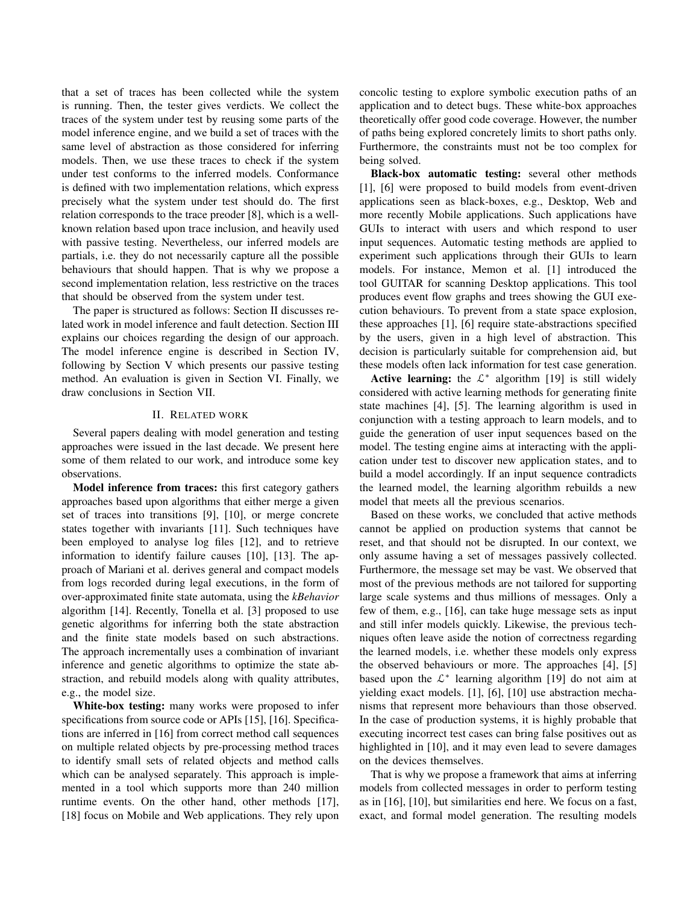that a set of traces has been collected while the system is running. Then, the tester gives verdicts. We collect the traces of the system under test by reusing some parts of the model inference engine, and we build a set of traces with the same level of abstraction as those considered for inferring models. Then, we use these traces to check if the system under test conforms to the inferred models. Conformance is defined with two implementation relations, which express precisely what the system under test should do. The first relation corresponds to the trace preoder [8], which is a well-known relation based upon trace inclusion, and heavily used with passive testing. Nevertheless, our inferred models are partials, i.e. they do not necessarily capture all the possible behaviours that should happen. That is why we propose a second implementation relation, less restrictive on the traces that should be observed from the system under test.

The paper is structured as follows: Section II discusses related work in model inference and fault detection. Section III explains our choices regarding the design of our approach. The model inference engine is described in Section IV, following by Section V which presents our passive testing method. An evaluation is given in Section VI. Finally, we draw conclusions in Section VII.

## II. Related work

Several papers dealing with model generation and testing approaches were issued in the last decade. We present here some of them related to our work, and introduce some key observations.

**Model inference from traces:** this first category gathers approaches based upon algorithms that either merge a given set of traces into transitions [9], [10], or merge concrete states together with invariants [11]. Such techniques have been employed to analyse log files [12], and to retrieve information to identify failure causes [10], [13]. The approach of Mariani et al. derives general and compact models from logs recorded during legal executions, in the form of over-approximated finite state automata, using the *kBehavior* algorithm [14]. Recently, Tonella et al. [3] proposed to use genetic algorithms for inferring both the state abstraction and the finite state models based on such abstractions. The approach incrementally uses a combination of invariant inference and genetic algorithms to optimize the state abstraction, and rebuild models along with quality attributes, e.g., the model size.

**White-box testing:** many works were proposed to infer specifications from source code or APIs [15], [16]. Specifications are inferred in [16] from correct method call sequences on multiple related objects by pre-processing method traces to identify small sets of related objects and method calls which can be analysed separately. This approach is implemented in a tool which supports more than 240 million runtime events. On the other hand, other methods [17], [18] focus on Mobile and Web applications. They rely upon concolic testing to explore symbolic execution paths of an application and to detect bugs. These white-box approaches theoretically offer good code coverage. However, the number of paths being explored concretely limits to short paths only. Furthermore, the constraints must not be too complex for being solved.

**Black-box automatic testing:** several other methods [1], [6] were proposed to build models from event-driven applications seen as black-boxes, e.g., Desktop, Web and more recently Mobile applications. Such applications have GUIs to interact with users and which respond to user input sequences. Automatic testing methods are applied to experiment such applications through their GUIs to learn models. For instance, Memon et al. [1] introduced the tool GUITAR for scanning Desktop applications. This tool produces event flow graphs and trees showing the GUI execution behaviours. To prevent from a state space explosion, these approaches [1], [6] require state-abstractions specified by the users, given in a high level of abstraction. This decision is particularly suitable for comprehension aid, but these models often lack information for test case generation.

**Active learning:** the $\mathcal{L}^*$ algorithm [19] is still widely considered with active learning methods for generating finite state machines [4], [5]. The learning algorithm is used in conjunction with a testing approach to learn models, and to guide the generation of user input sequences based on the model. The testing engine aims at interacting with the application under test to discover new application states, and to build a model accordingly. If an input sequence contradicts the learned model, the learning algorithm rebuilds a new model that meets all the previous scenarios.

Based on these works, we concluded that active methods cannot be applied on production systems that cannot be reset, and that should not be disrupted. In our context, we only assume having a set of messages passively collected. Furthermore, the message set may be vast. We observed that most of the previous methods are not tailored for supporting large scale systems and thus millions of messages. Only a few of them, e.g., [16], can take huge message sets as input and still infer models quickly. Likewise, the previous techniques often leave aside the notion of correctness regarding the learned models, i.e. whether these models only express the observed behaviours or more. The approaches [4], [5] based upon the $\mathcal{L}^*$ learning algorithm [19] do not aim at yielding exact models. [1], [6], [10] use abstraction mechanisms that represent more behaviours than those observed. In the case of production systems, it is highly probable that executing incorrect test cases can bring false positives out as highlighted in [10], and it may even lead to severe damages on the devices themselves.

That is why we propose a framework that aims at inferring models from collected messages in order to perform testing as in [16], [10], but similarities end here. We focus on a fast, exact, and formal model generation. The resulting models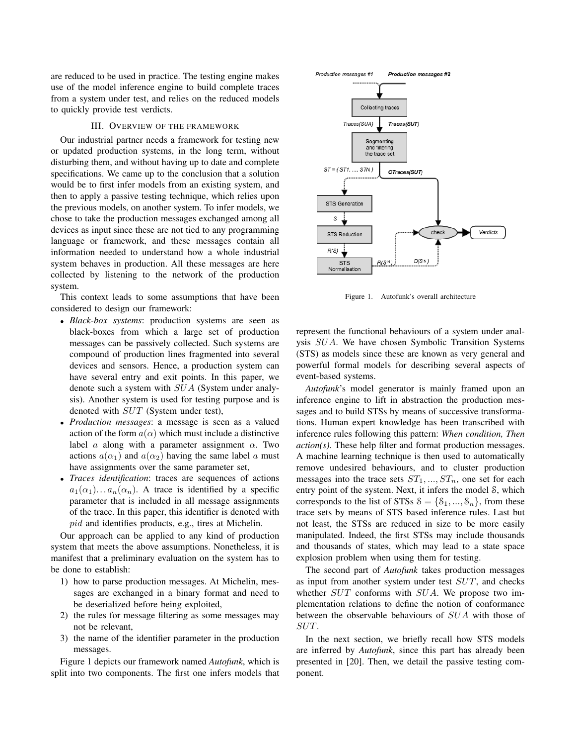are reduced to be used in practice. The testing engine makes use of the model inference engine to build complete traces from a system under test, and relies on the reduced models to quickly provide test verdicts.

## III. Overview of the framework

Our industrial partner needs a framework for testing new or updated production systems, in the long term, without disturbing them, and without having up to date and complete specifications. We came up to the conclusion that a solution would be to first infer models from an existing system, and then to apply a passive testing technique, which relies upon the previous models, on another system. To infer models, we chose to take the production messages exchanged among all devices as input since these are not tied to any programming language or framework, and these messages contain all information needed to understand how a whole industrial system behaves in production. All these messages are here collected by listening to the network of the production system.

This context leads to some assumptions that have been considered to design our framework:

- *Black-box systems*: production systems are seen as black-boxes from which a large set of production messages can be passively collected. Such systems are compound of production lines fragmented into several devices and sensors. Hence, a production system can have several entry and exit points. In this paper, we denote such a system with $SUA$ (System under analysis). Another system is used for testing purpose and is denoted with $SUT$ (System under test),
- *Production messages*: a message is seen as a valued action of the form $a(\alpha)$ which must include a distinctive label $a$ along with a parameter assignment $\alpha$. Two actions $a(\alpha_1)$ and $a(\alpha_2)$ having the same label $a$ must have assignments over the same parameter set,
- *Traces identification*: traces are sequences of actions $a_1(\alpha_1) \ldots a_n(\alpha_n)$. A trace is identified by a specific parameter that is included in all message assignments of the trace. In this paper, this identifier is denoted with $pid$ and identifies products, e.g., tires at Michelin.

Our approach can be applied to any kind of production system that meets the above assumptions. Nonetheless, it is manifest that a preliminary evaluation on the system has to be done to establish:

1) how to parse production messages. At Michelin, messages are exchanged in a binary format and need to be deserialized before being exploited,
2) the rules for message filtering as some messages may not be relevant,
3) the name of the identifier parameter in the production messages.

Figure 1 depicts our framework named *Autofunk*, which is split into two components. The first one infers models that represent the functional behaviours of a system under analysis $SUA$. We have chosen Symbolic Transition Systems (STS) as models since these are known as very general and powerful formal models for describing several aspects of event-based systems.

Figure 1. Autofunk's overall architecture

*Autofunk*'s model generator is mainly framed upon an inference engine to lift in abstraction the production messages and to build STSs by means of successive transformations. Human expert knowledge has been transcribed with inference rules following this pattern: *When condition, Then action(s)*. These help filter and format production messages. A machine learning technique is then used to automatically remove undesired behaviours, and to cluster production messages into the trace sets $ST_1, ..., ST_n$, one set for each entry point of the system. Next, it infers the model $\mathcal{S}$, which corresponds to the list of STSs $\mathcal{S} = \{\mathcal{S}_1, ..., \mathcal{S}_n\}$, from these trace sets by means of STS based inference rules. Last but not least, the STSs are reduced in size to be more easily manipulated. Indeed, the first STSs may include thousands and thousands of states, which may lead to a state space explosion problem when using them for testing.

The second part of *Autofunk* takes production messages as input from another system under test $SUT$, and checks whether $SUT$ conforms with $SUA$. We propose two implementation relations to define the notion of conformance between the observable behaviours of $SUA$ with those of $SUT$.

In the next section, we briefly recall how STS models are inferred by *Autofunk*, since this part has already been presented in [20]. Then, we detail the passive testing component.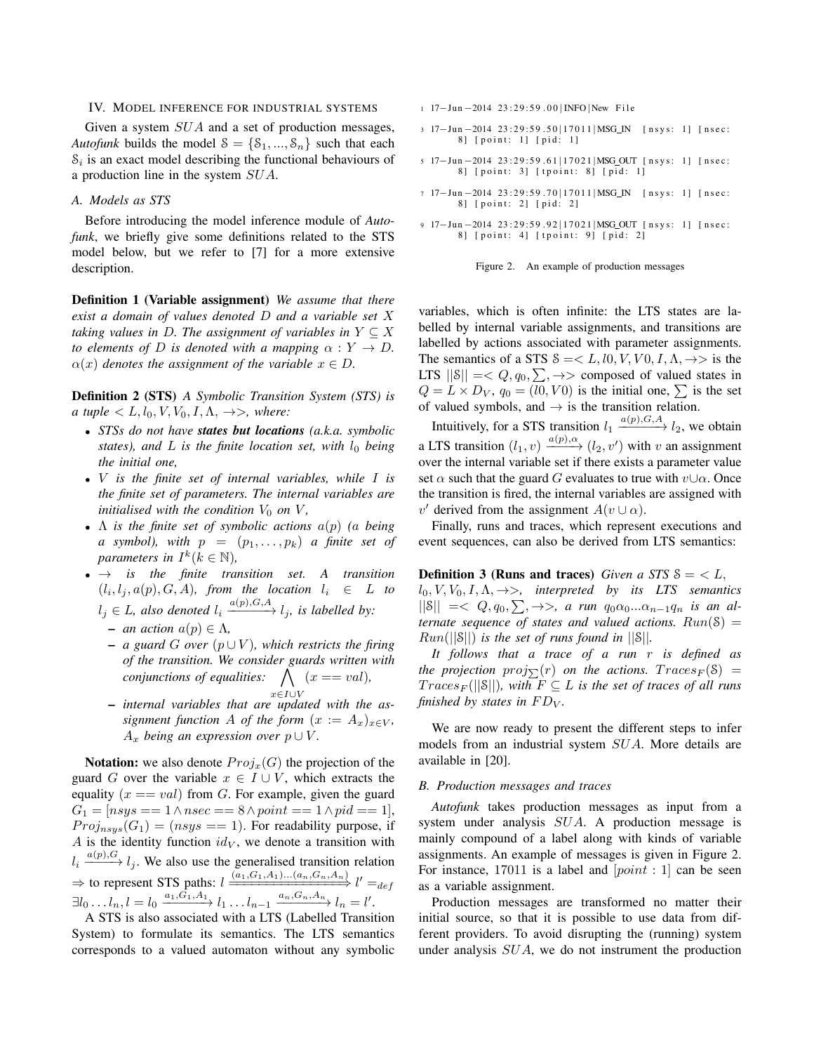## IV. Model inference for industrial systems

Given a system $SUA$ and a set of production messages, *Autofunk* builds the model $\mathcal{S} = \{\mathcal{S}_1, ..., \mathcal{S}_n\}$ such that each $\mathcal{S}_i$ is an exact model describing the functional behaviours of a production line in the system $SUA$.

### A. Models as STS

Before introducing the model inference module of *Autofunk*, we briefly give some definitions related to the STS model below, but we refer to [7] for a more extensive description.

**Definition 1 (Variable assignment)** *We assume that there exist a domain of values denoted $D$ and a variable set $X$ taking values in $D$. The assignment of variables in $Y \subseteq X$ to elements of $D$ is denoted with a mapping $\alpha : Y \to D$. $\alpha(x)$ denotes the assignment of the variable $x \in D$.*

**Definition 2 (STS)** *A Symbolic Transition System (STS) is a tuple $< L, l_0, V, V_0, I, \Lambda, \to >$, where:*

- *STSs do not have* ***states but locations*** *(a.k.a. symbolic states), and $L$ is the finite location set, with $l_0$ being the initial one,*
- *$V$ is the finite set of internal variables, while $I$ is the finite set of parameters. The internal variables are initialised with the condition $V_0$ on $V$,*
- *$\Lambda$ is the finite set of symbolic actions $a(p)$ ($a$ being a symbol), with $p = (p_1, \ldots, p_k)$ a finite set of parameters in $I^k (k \in \mathbb{N})$,*
- *$\to$ is the finite transition set. A transition $(l_i, l_j, a(p), G, A)$, from the location $l_i \in L$ to $l_j \in L$, also denoted $l_i \xrightarrow{a(p),G,A} l_j$, is labelled by:*
  - *an action $a(p) \in \Lambda$,*
  - *a guard $G$ over $(p \cup V)$, which restricts the firing of the transition. We consider guards written with conjunctions of equalities: $\bigwedge_{x \in I \cup V} (x == val)$,*
  - *internal variables that are updated with the assignment function $A$ of the form $(x := A_x)_{x \in V}$, $A_x$ being an expression over $p \cup V$.*

**Notation:** we also denote $Proj_x(G)$ the projection of the guard $G$ over the variable $x \in I \cup V$, which extracts the equality $(x == val)$ from $G$. For example, given the guard $G_1 = [nsys == 1 \wedge nsec == 8 \wedge point == 1 \wedge pid == 1]$, $Proj_{nsys}(G_1) = (nsys == 1)$. For readability purpose, if $A$ is the identity function $id_V$, we denote a transition with $l_i \xrightarrow{a(p),G} l_j$. We also use the generalised transition relation $\Rightarrow$ to represent STS paths: $l \xRightarrow{(a_1,G_1,A_1)...(a_n,G_n,A_n)} l' =_{def} \exists l_0 \ldots l_n, l = l_0 \xrightarrow{a_1,G_1,A_1} l_1 \ldots l_{n-1} \xrightarrow{a_n,G_n,A_n} l_n = l'$.

A STS is also associated with a LTS (Labelled Transition System) to formulate its semantics. The LTS semantics corresponds to a valued automaton without any symbolic variables, which is often infinite: the LTS states are labelled by internal variable assignments, and transitions are labelled by actions associated with parameter assignments. The semantics of a STS $\mathcal{S} =< L, l0, V, V0, I, \Lambda, \to >$ is the LTS $||\mathcal{S}|| =< Q, q_0, \sum, \to >$ composed of valued states in $Q = L \times D_V$, $q_0 = (l0, V0)$ is the initial one, $\sum$ is the set of valued symbols, and $\to$ is the transition relation.

Intuitively, for a STS transition $l_1 \xrightarrow{a(p),G,A} l_2$, we obtain a LTS transition $(l_1, v) \xrightarrow{a(p),\alpha} (l_2, v')$ with $v$ an assignment over the internal variable set if there exists a parameter value set $\alpha$ such that the guard $G$ evaluates to true with $v \cup \alpha$. Once the transition is fired, the internal variables are assigned with $v'$ derived from the assignment $A(v \cup \alpha)$.

Finally, runs and traces, which represent executions and event sequences, can also be derived from LTS semantics:

**Definition 3 (Runs and traces)** *Given a STS $\mathcal{S} = < L, l_0, V, V_0, I, \Lambda, \to >$, interpreted by its LTS semantics $||\mathcal{S}|| =< Q, q_0, \sum, \to >$, a run $q_0\alpha_0...\alpha_{n-1}q_n$ is an alternate sequence of states and valued actions. $Run(\mathcal{S}) = Run(||\mathcal{S}||)$ is the set of runs found in $||\mathcal{S}||$.*

*It follows that a trace of a run $r$ is defined as the projection $proj_{\sum}(r)$ on the actions. $Traces_F(\mathcal{S}) = Traces_F(||\mathcal{S}||)$, with $F \subseteq L$ is the set of traces of all runs finished by states in $FD_V$.*

We are now ready to present the different steps to infer models from an industrial system $SUA$. More details are available in [20].

### B. Production messages and traces

*Autofunk* takes production messages as input from a system under analysis $SUA$. A production message is mainly compound of a label along with kinds of variable assignments. An example of messages is given in Figure 2. For instance, 17011 is a label and $[point : 1]$ can be seen as a variable assignment.

Production messages are transformed no matter their initial source, so that it is possible to use data from different providers. To avoid disrupting the (running) system under analysis $SUA$, we do not instrument the production

```
1 17-Jun-2014 23:29:59.00|INFO|New File

3 17-Jun-2014 23:29:59.50|17011|MSG_IN  [nsys: 1] [nsec:
      8] [point: 1] [pid: 1]

5 17-Jun-2014 23:29:59.61|17021|MSG_OUT [nsys: 1] [nsec:
      8] [point: 3] [tpoint: 8] [pid: 1]

7 17-Jun-2014 23:29:59.70|17011|MSG_IN  [nsys: 1] [nsec:
      8] [point: 2] [pid: 2]

9 17-Jun-2014 23:29:59.92|17021|MSG_OUT [nsys: 1] [nsec:
      8] [point: 4] [tpoint: 9] [pid: 2]
```

Figure 2. An example of production messages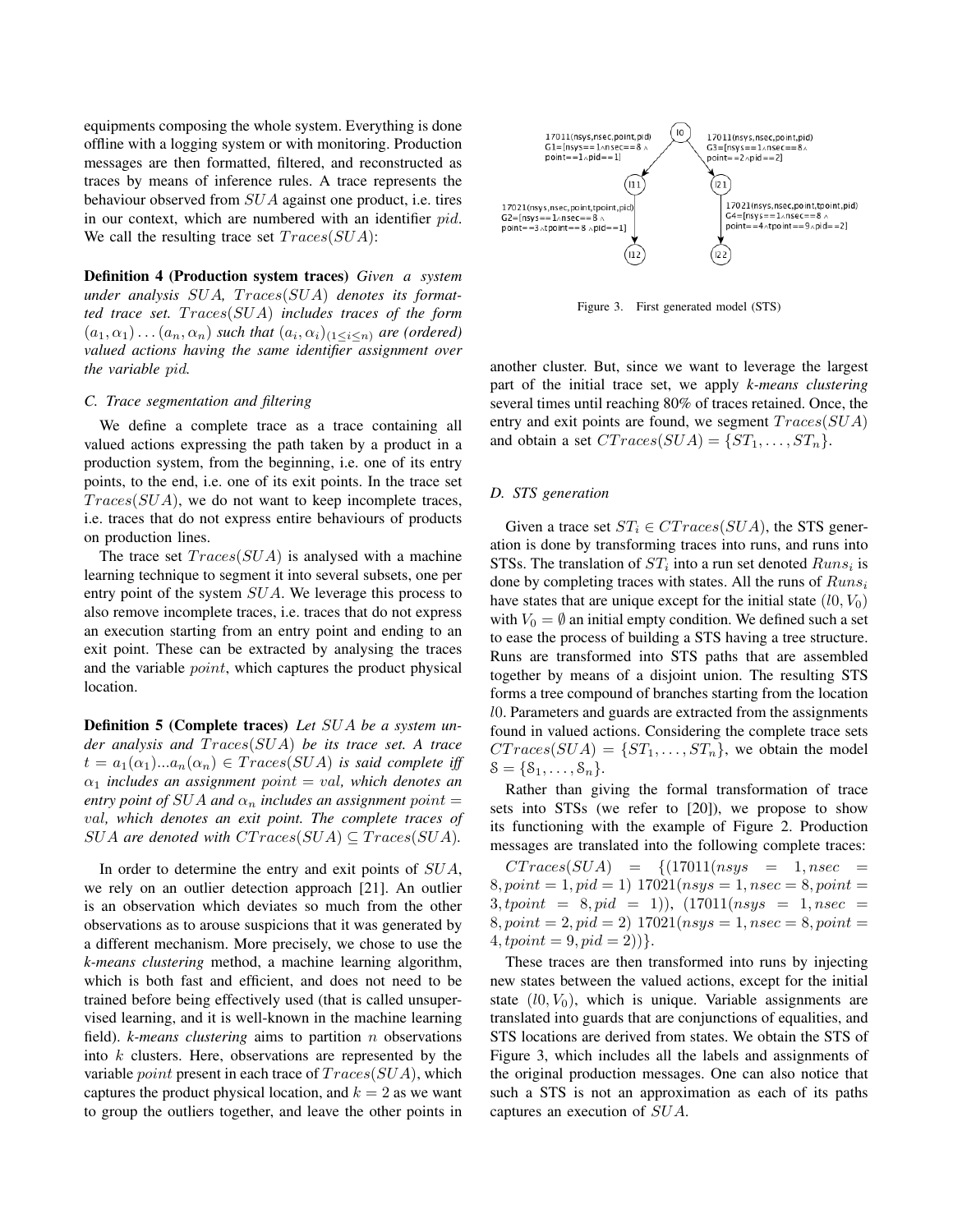equipments composing the whole system. Everything is done offline with a logging system or with monitoring. Production messages are then formatted, filtered, and reconstructed as traces by means of inference rules. A trace represents the behaviour observed from $SUA$ against one product, i.e. tires in our context, which are numbered with an identifier $pid$. We call the resulting trace set $Traces(SUA)$:

**Definition 4 (Production system traces)** *Given a system under analysis $SUA$, $Traces(SUA)$ denotes its formatted trace set. $Traces(SUA)$ includes traces of the form $(a_1, \alpha_1) \dots (a_n, \alpha_n)$ such that $(a_i, \alpha_i)_{(1 \leq i \leq n)}$ are (ordered) valued actions having the same identifier assignment over the variable $pid$.*

### C. Trace segmentation and filtering

We define a complete trace as a trace containing all valued actions expressing the path taken by a product in a production system, from the beginning, i.e. one of its entry points, to the end, i.e. one of its exit points. In the trace set $Traces(SUA)$, we do not want to keep incomplete traces, i.e. traces that do not express entire behaviours of products on production lines.

The trace set $Traces(SUA)$ is analysed with a machine learning technique to segment it into several subsets, one per entry point of the system $SUA$. We leverage this process to also remove incomplete traces, i.e. traces that do not express an execution starting from an entry point and ending to an exit point. These can be extracted by analysing the traces and the variable $point$, which captures the product physical location.

**Definition 5 (Complete traces)** *Let $SUA$ be a system under analysis and $Traces(SUA)$ be its trace set. A trace $t = a_1(\alpha_1)...a_n(\alpha_n) \in Traces(SUA)$ is said complete iff $\alpha_1$ includes an assignment $point = val$, which denotes an entry point of $SUA$ and $\alpha_n$ includes an assignment $point = val$, which denotes an exit point. The complete traces of $SUA$ are denoted with $CTraces(SUA) \subseteq Traces(SUA)$.*

In order to determine the entry and exit points of $SUA$, we rely on an outlier detection approach [21]. An outlier is an observation which deviates so much from the other observations as to arouse suspicions that it was generated by a different mechanism. More precisely, we chose to use the *k-means clustering* method, a machine learning algorithm, which is both fast and efficient, and does not need to be trained before being effectively used (that is called unsupervised learning, and it is well-known in the machine learning field). *k-means clustering* aims to partition $n$ observations into $k$ clusters. Here, observations are represented by the variable $point$ present in each trace of $Traces(SUA)$, which captures the product physical location, and $k = 2$ as we want to group the outliers together, and leave the other points in another cluster. But, since we want to leverage the largest part of the initial trace set, we apply *k-means clustering* several times until reaching 80% of traces retained. Once, the entry and exit points are found, we segment $Traces(SUA)$ and obtain a set $CTraces(SUA) = \{ST_1, \dots, ST_n\}$.

Figure 3. First generated model (STS)

### D. STS generation

Given a trace set $ST_i \in CTraces(SUA)$, the STS generation is done by transforming traces into runs, and runs into STSs. The translation of $ST_i$ into a run set denoted $Runs_i$ is done by completing traces with states. All the runs of $Runs_i$ have states that are unique except for the initial state $(l0, V_0)$ with $V_0 = \emptyset$ an initial empty condition. We defined such a set to ease the process of building a STS having a tree structure. Runs are transformed into STS paths that are assembled together by means of a disjoint union. The resulting STS forms a tree compound of branches starting from the location $l0$. Parameters and guards are extracted from the assignments found in valued actions. Considering the complete trace sets $CTraces(SUA) = \{ST_1, \dots, ST_n\}$, we obtain the model $\mathcal{S} = \{\mathcal{S}_1, \dots, \mathcal{S}_n\}$.

Rather than giving the formal transformation of trace sets into STSs (we refer to [20]), we propose to show its functioning with the example of Figure 2. Production messages are translated into the following complete traces:

$CTraces(SUA) = \{(17011(nsys = 1, nsec = 8, point = 1, pid = 1)\ 17021(nsys = 1, nsec = 8, point = 3, tpoint = 8, pid = 1)), (17011(nsys = 1, nsec = 8, point = 2, pid = 2)\ 17021(nsys = 1, nsec = 8, point = 4, tpoint = 9, pid = 2))\}$.

These traces are then transformed into runs by injecting new states between the valued actions, except for the initial state $(l0, V_0)$, which is unique. Variable assignments are translated into guards that are conjunctions of equalities, and STS locations are derived from states. We obtain the STS of Figure 3, which includes all the labels and assignments of the original production messages. One can also notice that such a STS is not an approximation as each of its paths captures an execution of $SUA$.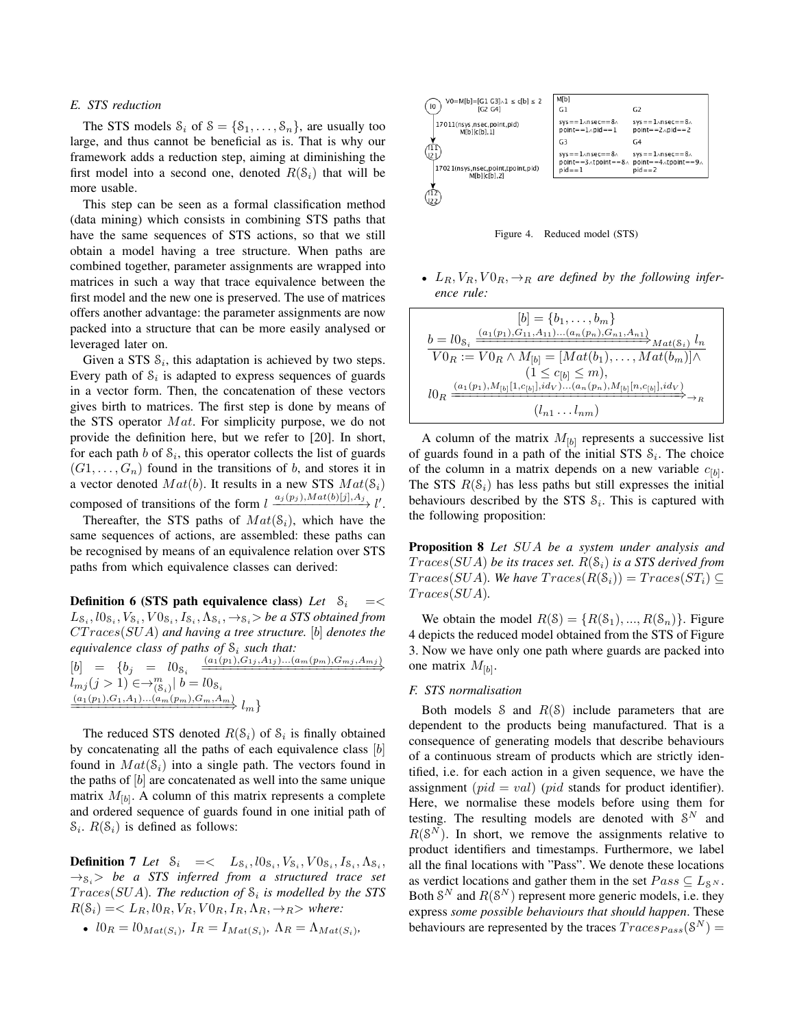### E. STS reduction

The STS models $\mathcal{S}_i$ of $\mathcal{S} = \{\mathcal{S}_1, \ldots, \mathcal{S}_n\}$, are usually too large, and thus cannot be beneficial as is. That is why our framework adds a reduction step, aiming at diminishing the first model into a second one, denoted $R(\mathcal{S}_i)$ that will be more usable.

This step can be seen as a formal classification method (data mining) which consists in combining STS paths that have the same sequences of STS actions, so that we still obtain a model having a tree structure. When paths are combined together, parameter assignments are wrapped into matrices in such a way that trace equivalence between the first model and the new one is preserved. The use of matrices offers another advantage: the parameter assignments are now packed into a structure that can be more easily analysed or leveraged later on.

Given a STS $\mathcal{S}_i$, this adaptation is achieved by two steps. Every path of $\mathcal{S}_i$ is adapted to express sequences of guards in a vector form. Then, the concatenation of these vectors gives birth to matrices. The first step is done by means of the STS operator $Mat$. For simplicity purpose, we do not provide the definition here, but we refer to [20]. In short, for each path $b$ of $\mathcal{S}_i$, this operator collects the list of guards $(G1, \ldots, G_n)$ found in the transitions of $b$, and stores it in a vector denoted $Mat(b)$. It results in a new STS $Mat(\mathcal{S}_i)$ composed of transitions of the form $l \xrightarrow{a_j(p_j), Mat(b)[j], A_j} l'$.

Thereafter, the STS paths of $Mat(\mathcal{S}_i)$, which have the same sequences of actions, are assembled: these paths can be recognised by means of an equivalence relation over STS paths from which equivalence classes can derived:

**Definition 6 (STS path equivalence class)** *Let* $\mathcal{S}_i = < L_{\mathcal{S}_i}, l0_{\mathcal{S}_i}, V_{\mathcal{S}_i}, V0_{\mathcal{S}_i}, I_{\mathcal{S}_i}, \Lambda_{\mathcal{S}_i}, \rightarrow_{\mathcal{S}_i} >$ *be a STS obtained from* $CTraces(SUA)$ *and having a tree structure.* $[b]$ *denotes the equivalence class of paths of* $\mathcal{S}_i$ *such that:*
$[b] = \{b_j = l0_{\mathcal{S}_i} \xRightarrow{(a_1(p_1), G_{1j}, A_{1j}) \ldots (a_m(p_m), G_{mj}, A_{mj})} l_{mj} (j > 1) \in \rightarrow^m_{(\mathcal{S}_i)} \mid b = l0_{\mathcal{S}_i} \xRightarrow{(a_1(p_1), G_1, A_1) \ldots (a_m(p_m), G_m, A_m)} l_m\}$

The reduced STS denoted $R(\mathcal{S}_i)$ of $\mathcal{S}_i$ is finally obtained by concatenating all the paths of each equivalence class $[b]$ found in $Mat(\mathcal{S}_i)$ into a single path. The vectors found in the paths of $[b]$ are concatenated as well into the same unique matrix $M_{[b]}$. A column of this matrix represents a complete and ordered sequence of guards found in one initial path of $\mathcal{S}_i$. $R(\mathcal{S}_i)$ is defined as follows:

**Definition 7** *Let* $\mathcal{S}_i = < L_{\mathcal{S}_i}, l0_{\mathcal{S}_i}, V_{\mathcal{S}_i}, V0_{\mathcal{S}_i}, I_{\mathcal{S}_i}, \Lambda_{\mathcal{S}_i}, \rightarrow_{\mathcal{S}_i} >$ *be a STS inferred from a structured trace set* $Traces(SUA)$*. The reduction of* $\mathcal{S}_i$ *is modelled by the STS* $R(\mathcal{S}_i) = < L_R, l0_R, V_R, V0_R, I_R, \Lambda_R, \rightarrow_R >$ *where:*

- $l0_R = l0_{Mat(\mathcal{S}_i)}$, $I_R = I_{Mat(\mathcal{S}_i)}$, $\Lambda_R = \Lambda_{Mat(\mathcal{S}_i)}$,

Figure 4. Reduced model (STS)

- $L_R, V_R, V0_R, \rightarrow_R$ *are defined by the following inference rule:*

$$\frac{[b] = \{b_1, \ldots, b_m\} \qquad b = l0_{\mathcal{S}_i} \xRightarrow{(a_1(p_1), G_{11}, A_{11}) \ldots (a_n(p_n), G_{n1}, A_{n1})}_{Mat(\mathcal{S}_i)} l_n}{\begin{array}{c} V0_R := V0_R \wedge M_{[b]} = [Mat(b_1), \ldots, Mat(b_m)] \wedge \\ (1 \leq c_{[b]} \leq m), \\ l0_R \xRightarrow{(a_1(p_1), M_{[b]}[1, c_{[b]}], id_V) \ldots (a_n(p_n), M_{[b]}[n, c_{[b]}], id_V)}_{R} \\ (l_{n1} \ldots l_{nm}) \end{array}}$$

A column of the matrix $M_{[b]}$ represents a successive list of guards found in a path of the initial STS $\mathcal{S}_i$. The choice of the column in a matrix depends on a new variable $c_{[b]}$. The STS $R(\mathcal{S}_i)$ has less paths but still expresses the initial behaviours described by the STS $\mathcal{S}_i$. This is captured with the following proposition:

**Proposition 8** *Let* $SUA$ *be a system under analysis and* $Traces(SUA)$ *be its traces set.* $R(\mathcal{S}_i)$ *is a STS derived from* $Traces(SUA)$*. We have* $Traces(R(\mathcal{S}_i)) = Traces(ST_i) \subseteq Traces(SUA)$*.*

We obtain the model $R(\mathcal{S}) = \{R(\mathcal{S}_1), ..., R(\mathcal{S}_n)\}$. Figure 4 depicts the reduced model obtained from the STS of Figure 3. Now we have only one path where guards are packed into one matrix $M_{[b]}$.

### F. STS normalisation

Both models $\mathcal{S}$ and $R(\mathcal{S})$ include parameters that are dependent to the products being manufactured. That is a consequence of generating models that describe behaviours of a continuous stream of products which are strictly identified, i.e. for each action in a given sequence, we have the assignment $(pid = val)$ ($pid$ stands for product identifier). Here, we normalise these models before using them for testing. The resulting models are denoted with $\mathcal{S}^N$ and $R(\mathcal{S}^N)$. In short, we remove the assignments relative to product identifiers and timestamps. Furthermore, we label all the final locations with "Pass". We denote these locations as verdict locations and gather them in the set $Pass \subseteq L_{\mathcal{S}^N}$. Both $\mathcal{S}^N$ and $R(\mathcal{S}^N)$ represent more generic models, i.e. they express *some possible behaviours that should happen*. These behaviours are represented by the traces $Traces_{Pass}(\mathcal{S}^N) =$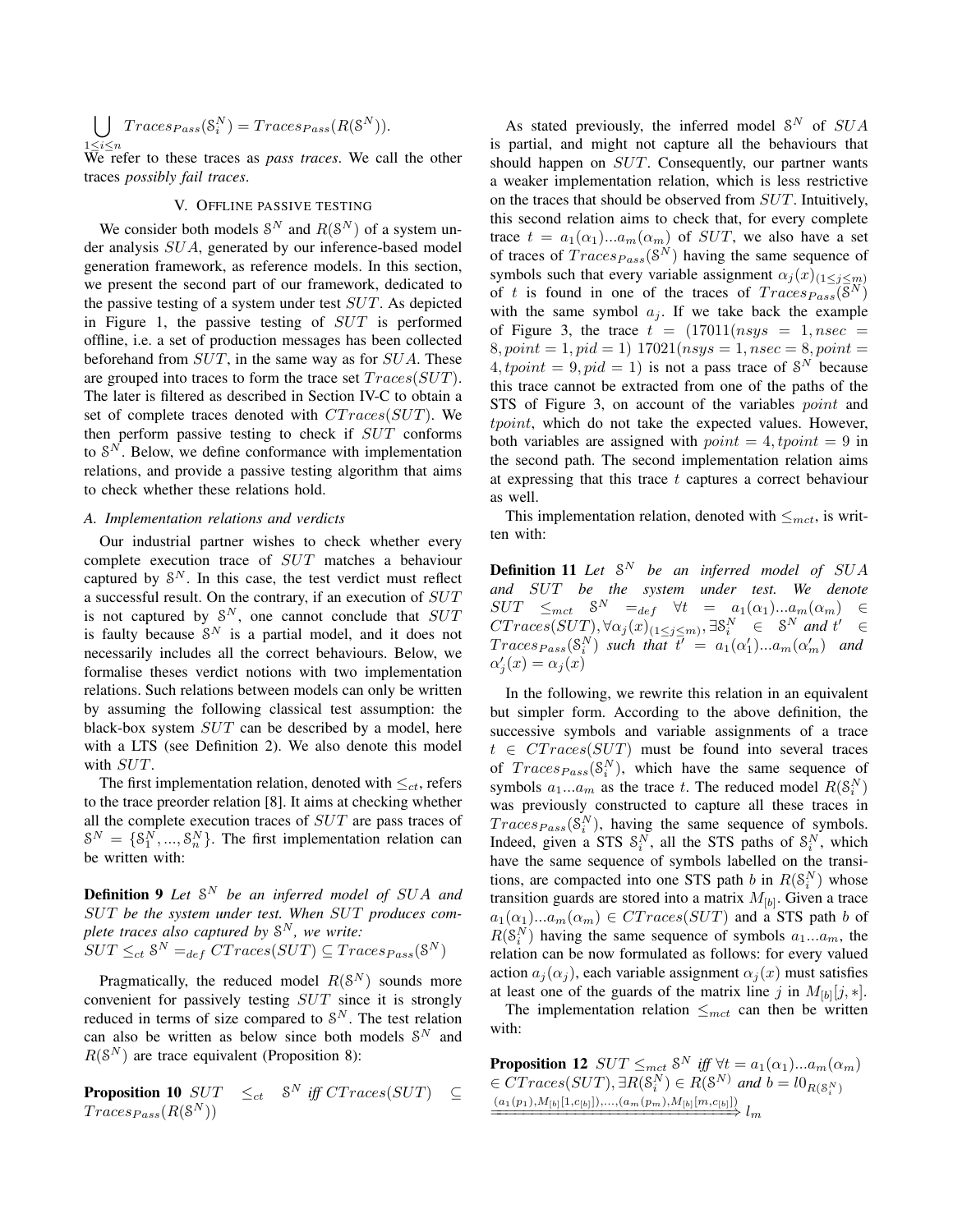$$\bigcup_{1 \leq i \leq n} Traces_{Pass}(\mathcal{S}_i^N) = Traces_{Pass}(R(\mathcal{S}^N)).$$

We refer to these traces as *pass traces*. We call the other traces *possibly fail traces*.

## V. Offline passive testing

We consider both models $\mathcal{S}^N$ and $R(\mathcal{S}^N)$ of a system under analysis $SUA$, generated by our inference-based model generation framework, as reference models. In this section, we present the second part of our framework, dedicated to the passive testing of a system under test $SUT$. As depicted in Figure 1, the passive testing of $SUT$ is performed offline, i.e. a set of production messages has been collected beforehand from $SUT$, in the same way as for $SUA$. These are grouped into traces to form the trace set $Traces(SUT)$. The later is filtered as described in Section IV-C to obtain a set of complete traces denoted with $CTraces(SUT)$. We then perform passive testing to check if $SUT$ conforms to $\mathcal{S}^N$. Below, we define conformance with implementation relations, and provide a passive testing algorithm that aims to check whether these relations hold.

### A. Implementation relations and verdicts

Our industrial partner wishes to check whether every complete execution trace of $SUT$ matches a behaviour captured by $\mathcal{S}^N$. In this case, the test verdict must reflect a successful result. On the contrary, if an execution of $SUT$ is not captured by $\mathcal{S}^N$, one cannot conclude that $SUT$ is faulty because $\mathcal{S}^N$ is a partial model, and it does not necessarily includes all the correct behaviours. Below, we formalise theses verdict notions with two implementation relations. Such relations between models can only be written by assuming the following classical test assumption: the black-box system $SUT$ can be described by a model, here with a LTS (see Definition 2). We also denote this model with $SUT$.

The first implementation relation, denoted with $\leq_{ct}$, refers to the trace preorder relation [8]. It aims at checking whether all the complete execution traces of $SUT$ are pass traces of $\mathcal{S}^N = \{\mathcal{S}_1^N, ..., \mathcal{S}_n^N\}$. The first implementation relation can be written with:

**Definition 9** *Let $\mathcal{S}^N$ be an inferred model of $SUA$ and $SUT$ be the system under test. When $SUT$ produces complete traces also captured by $\mathcal{S}^N$, we write:*
$SUT \leq_{ct} \mathcal{S}^N =_{def} CTraces(SUT) \subseteq Traces_{Pass}(\mathcal{S}^N)$

Pragmatically, the reduced model $R(\mathcal{S}^N)$ sounds more convenient for passively testing $SUT$ since it is strongly reduced in terms of size compared to $\mathcal{S}^N$. The test relation can also be written as below since both models $\mathcal{S}^N$ and $R(\mathcal{S}^N)$ are trace equivalent (Proposition 8):

**Proposition 10** *$SUT \leq_{ct} \mathcal{S}^N$ iff $CTraces(SUT) \subseteq Traces_{Pass}(R(\mathcal{S}^N))$*

As stated previously, the inferred model $\mathcal{S}^N$ of $SUA$ is partial, and might not capture all the behaviours that should happen on $SUT$. Consequently, our partner wants a weaker implementation relation, which is less restrictive on the traces that should be observed from $SUT$. Intuitively, this second relation aims to check that, for every complete trace $t = a_1(\alpha_1)...a_m(\alpha_m)$ of $SUT$, we also have a set of traces of $Traces_{Pass}(\mathcal{S}^N)$ having the same sequence of symbols such that every variable assignment $\alpha_j(x)_{(1 \leq j \leq m)}$ of $t$ is found in one of the traces of $Traces_{Pass}(\mathcal{S}^N)$ with the same symbol $a_j$. If we take back the example of Figure 3, the trace $t = (17011(nsys = 1, nsec = 8, point = 1, pid = 1)\ 17021(nsys = 1, nsec = 8, point = 4, tpoint = 9, pid = 1)$ is not a pass trace of $\mathcal{S}^N$ because this trace cannot be extracted from one of the paths of the STS of Figure 3, on account of the variables $point$ and $tpoint$, which do not take the expected values. However, both variables are assigned with $point = 4, tpoint = 9$ in the second path. The second implementation relation aims at expressing that this trace $t$ captures a correct behaviour as well.

This implementation relation, denoted with $\leq_{mct}$, is written with:

**Definition 11** *Let $\mathcal{S}^N$ be an inferred model of $SUA$ and $SUT$ be the system under test. We denote $SUT \leq_{mct} \mathcal{S}^N =_{def} \forall t = a_1(\alpha_1)...a_m(\alpha_m) \in CTraces(SUT), \forall \alpha_j(x)_{(1 \leq j \leq m)}, \exists \mathcal{S}_i^N \in \mathcal{S}^N$ and $t' \in Traces_{Pass}(\mathcal{S}_i^N)$ such that $t' = a_1(\alpha_1')...a_m(\alpha_m')$ and $\alpha_j'(x) = \alpha_j(x)$*

In the following, we rewrite this relation in an equivalent but simpler form. According to the above definition, the successive symbols and variable assignments of a trace $t \in CTraces(SUT)$ must be found into several traces of $Traces_{Pass}(\mathcal{S}_i^N)$, which have the same sequence of symbols $a_1...a_m$ as the trace $t$. The reduced model $R(\mathcal{S}_i^N)$ was previously constructed to capture all these traces in $Traces_{Pass}(\mathcal{S}_i^N)$, having the same sequence of symbols. Indeed, given a STS $\mathcal{S}_i^N$, all the STS paths of $\mathcal{S}_i^N$, which have the same sequence of symbols labelled on the transitions, are compacted into one STS path $b$ in $R(\mathcal{S}_i^N)$ whose transition guards are stored into a matrix $M_{[b]}$. Given a trace $a_1(\alpha_1)...a_m(\alpha_m) \in CTraces(SUT)$ and a STS path $b$ of $R(\mathcal{S}_i^N)$ having the same sequence of symbols $a_1...a_m$, the relation can be now formulated as follows: for every valued action $a_j(\alpha_j)$, each variable assignment $\alpha_j(x)$ must satisfies at least one of the guards of the matrix line $j$ in $M_{[b]}[j, *]$.

The implementation relation $\leq_{mct}$ can then be written with:

**Proposition 12** *$SUT \leq_{mct} \mathcal{S}^N$ iff $\forall t = a_1(\alpha_1)...a_m(\alpha_m) \in CTraces(SUT), \exists R(\mathcal{S}_i^N) \in R(\mathcal{S}^N)$ and $b = l0_{R(\mathcal{S}_i^N)} \xRightarrow{(a_1(p_1), M_{[b]}[1, c_{[b]}]), ..., (a_m(p_m), M_{[b]}[m, c_{[b]}])} l_m$*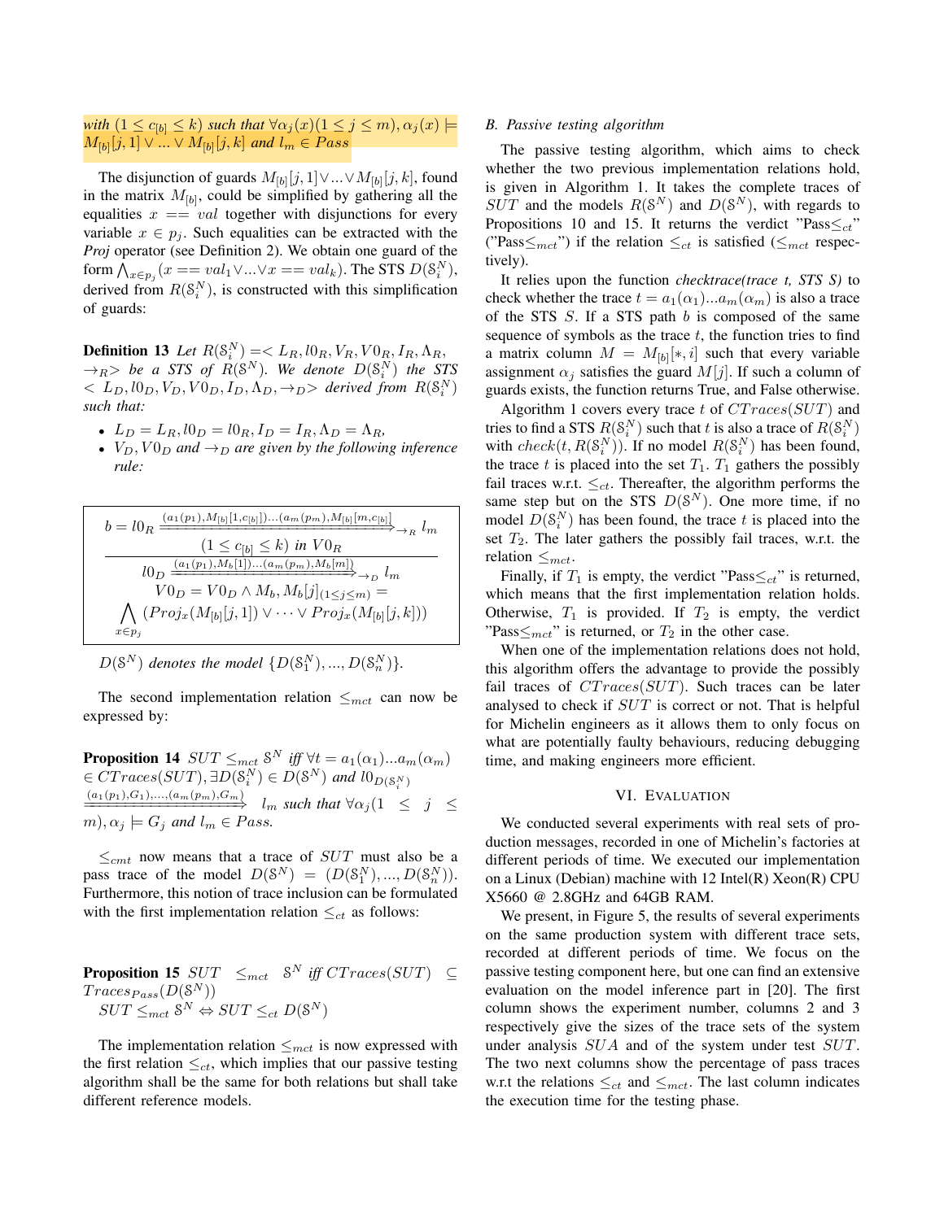*with* $(1 \leq c_{[b]} \leq k)$ *such that* $\forall \alpha_j(x)(1 \leq j \leq m), \alpha_j(x) \models M_{[b]}[j,1] \vee ... \vee M_{[b]}[j,k]$ *and* $l_m \in Pass$

The disjunction of guards $M_{[b]}[j,1] \vee ... \vee M_{[b]}[j,k]$, found in the matrix $M_{[b]}$, could be simplified by gathering all the equalities $x == val$ together with disjunctions for every variable $x \in p_j$. Such equalities can be extracted with the *Proj* operator (see Definition 2). We obtain one guard of the form $\bigwedge_{x \in p_j}(x == val_1 \vee ... \vee x == val_k)$. The STS $D(\mathcal{S}_i^N)$, derived from $R(\mathcal{S}_i^N)$, is constructed with this simplification of guards:

**Definition 13** *Let* $R(\mathcal{S}_i^N) =< L_R, l0_R, V_R, V0_R, I_R, \Lambda_R, \rightarrow_R>$ *be a STS of* $R(\mathcal{S}^N)$*. We denote* $D(\mathcal{S}_i^N)$ *the STS* $< L_D, l0_D, V_D, V0_D, I_D, \Lambda_D, \rightarrow_D>$ *derived from* $R(\mathcal{S}_i^N)$ *such that:*

- $L_D = L_R, l0_D = l0_R, I_D = I_R, \Lambda_D = \Lambda_R,$
- $V_D, V0_D$ *and* $\rightarrow_D$ *are given by the following inference rule:*

$$\frac{b = l0_R \xrightarrow{(a_1(p_1), M_{[b]}[1,c_{[b]}])...(a_m(p_m), M_{[b]}[m,c_{[b]}])}_{R} l_m \quad (1 \leq c_{[b]} \leq k) \text{ in } V0_R}{l0_D \xrightarrow{(a_1(p_1), M_b[1])...(a_m(p_m), M_b[m])}_{D} l_m \quad V0_D = V0_D \wedge M_b, M_b[j]_{(1 \leq j \leq m)} = \bigwedge_{x \in p_j}(Proj_x(M_{[b]}[j,1]) \vee \cdots \vee Proj_x(M_{[b]}[j,k]))}$$

$D(\mathcal{S}^N)$ *denotes the model* $\{D(\mathcal{S}_1^N), ..., D(\mathcal{S}_n^N)\}$.

The second implementation relation $\leq_{mct}$ can now be expressed by:

**Proposition 14** $SUT \leq_{mct} \mathcal{S}^N$ *iff* $\forall t = a_1(\alpha_1)...a_m(\alpha_m) \in CTraces(SUT), \exists D(\mathcal{S}_i^N) \in D(\mathcal{S}^N)$ *and* $l0_{D(\mathcal{S}_i^N)} \xRightarrow{(a_1(p_1),G_1),...,(a_m(p_m),G_m)} l_m$ *such that* $\forall \alpha_j(1 \leq j \leq m), \alpha_j \models G_j$ *and* $l_m \in Pass$.

$\leq_{cmt}$ now means that a trace of $SUT$ must also be a pass trace of the model $D(\mathcal{S}^N) = (D(\mathcal{S}_1^N), ..., D(\mathcal{S}_n^N))$. Furthermore, this notion of trace inclusion can be formulated with the first implementation relation $\leq_{ct}$ as follows:

**Proposition 15** $SUT \leq_{mct} \mathcal{S}^N$ *iff* $CTraces(SUT) \subseteq Traces_{Pass}(D(\mathcal{S}^N))$
$SUT \leq_{mct} \mathcal{S}^N \Leftrightarrow SUT \leq_{ct} D(\mathcal{S}^N)$

The implementation relation $\leq_{mct}$ is now expressed with the first relation $\leq_{ct}$, which implies that our passive testing algorithm shall be the same for both relations but shall take different reference models.

### B. Passive testing algorithm

The passive testing algorithm, which aims to check whether the two previous implementation relations hold, is given in Algorithm 1. It takes the complete traces of $SUT$ and the models $R(\mathcal{S}^N)$ and $D(\mathcal{S}^N)$, with regards to Propositions 10 and 15. It returns the verdict "Pass$\leq_{ct}$" ("Pass$\leq_{mct}$") if the relation $\leq_{ct}$ is satisfied ($\leq_{mct}$ respectively).

It relies upon the function *checktrace(trace t, STS S)* to check whether the trace $t = a_1(\alpha_1)...a_m(\alpha_m)$ is also a trace of the STS $S$. If a STS path $b$ is composed of the same sequence of symbols as the trace $t$, the function tries to find a matrix column $M = M_{[b]}[*, i]$ such that every variable assignment $\alpha_j$ satisfies the guard $M[j]$. If such a column of guards exists, the function returns True, and False otherwise.

Algorithm 1 covers every trace $t$ of $CTraces(SUT)$ and tries to find a STS $R(\mathcal{S}_i^N)$ such that $t$ is also a trace of $R(\mathcal{S}_i^N)$ with $check(t, R(\mathcal{S}_i^N))$. If no model $R(\mathcal{S}_i^N)$ has been found, the trace $t$ is placed into the set $T_1$. $T_1$ gathers the possibly fail traces w.r.t. $\leq_{ct}$. Thereafter, the algorithm performs the same step but on the STS $D(\mathcal{S}^N)$. One more time, if no model $D(\mathcal{S}_i^N)$ has been found, the trace $t$ is placed into the set $T_2$. The later gathers the possibly fail traces, w.r.t. the relation $\leq_{mct}$.

Finally, if $T_1$ is empty, the verdict "Pass$\leq_{ct}$" is returned, which means that the first implementation relation holds. Otherwise, $T_1$ is provided. If $T_2$ is empty, the verdict "Pass$\leq_{mct}$" is returned, or $T_2$ in the other case.

When one of the implementation relations does not hold, this algorithm offers the advantage to provide the possibly fail traces of $CTraces(SUT)$. Such traces can be later analysed to check if $SUT$ is correct or not. That is helpful for Michelin engineers as it allows them to only focus on what are potentially faulty behaviours, reducing debugging time, and making engineers more efficient.

## VI. Evaluation

We conducted several experiments with real sets of production messages, recorded in one of Michelin's factories at different periods of time. We executed our implementation on a Linux (Debian) machine with 12 Intel(R) Xeon(R) CPU X5660 @ 2.8GHz and 64GB RAM.

We present, in Figure 5, the results of several experiments on the same production system with different trace sets, recorded at different periods of time. We focus on the passive testing component here, but one can find an extensive evaluation on the model inference part in [20]. The first column shows the experiment number, columns 2 and 3 respectively give the sizes of the trace sets of the system under analysis $SUA$ and of the system under test $SUT$. The two next columns show the percentage of pass traces w.r.t the relations $\leq_{ct}$ and $\leq_{mct}$. The last column indicates the execution time for the testing phase.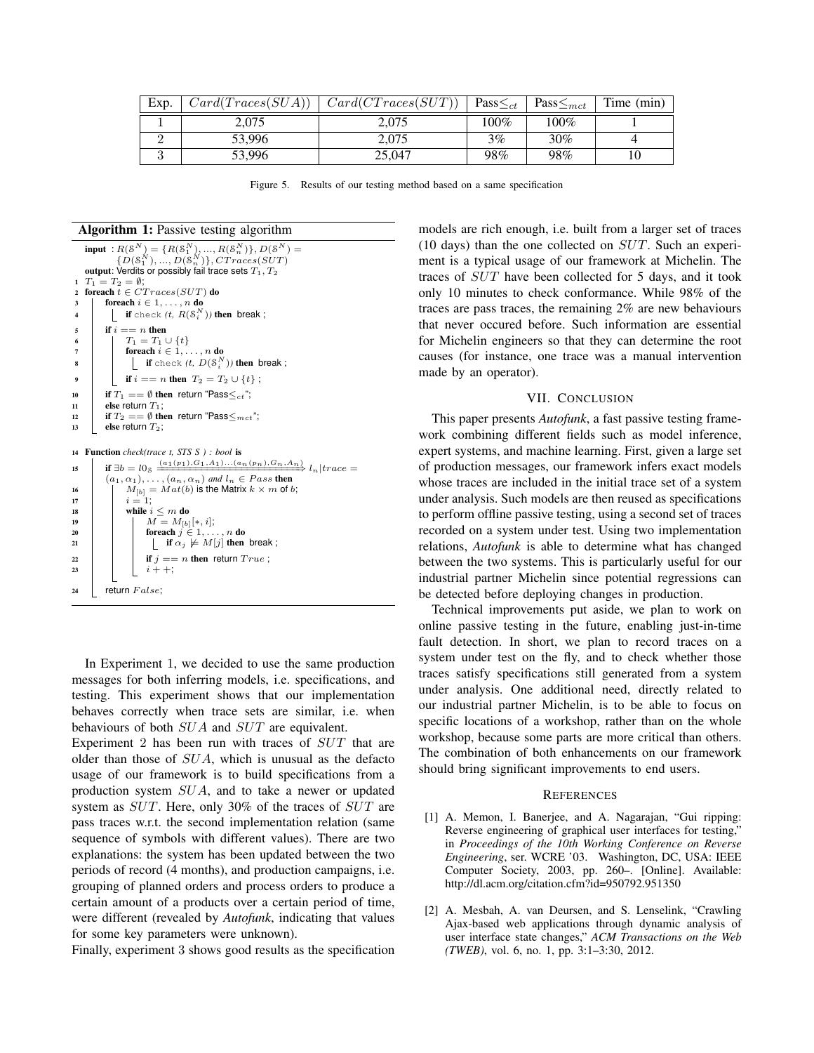| Exp. | $Card(Traces(SUA))$ | $Card(CTraces(SUT))$ | Pass$_{\leq ct}$ | Pass$_{\leq mct}$ | Time (min) |
|---|---|---|---|---|---|
| 1 | 2,075 | 2,075 | 100% | 100% | 1 |
| 2 | 53,996 | 2,075 | 3% | 30% | 4 |
| 3 | 53,996 | 25,047 | 98% | 98% | 10 |

Figure 5. Results of our testing method based on a same specification

**Algorithm 1:** Passive testing algorithm

```
input : R(S^N) = {R(S_1^N), ..., R(S_n^N)}, D(S^N) =
        {D(S_1^N), ..., D(S_n^N)}, CTraces(SUT)
output: Verdicts or possibly fail trace sets T_1, T_2
1  T_1 = T_2 = ∅;
2  foreach t ∈ CTraces(SUT) do
3      foreach i ∈ 1, ..., n do
4          if check (t, R(S_i^N)) then break ;
5      if i == n then
6          T_1 = T_1 ∪ {t}
7          foreach i ∈ 1, ..., n do
8              if check (t, D(S_i^N)) then break ;
9          if i == n then T_2 = T_2 ∪ {t} ;
10     if T_1 == ∅ then return "Pass≤ct";
11     else return T_1;
12     if T_2 == ∅ then return "Pass≤mct";
13     else return T_2;

14 Function check(trace t, STS S) : bool is
15     if ∃b = l0_S =(a_1(p_1),G_1,A_1)...(a_n(p_n),G_n,A_n)=> l_n | trace =
       (a_1, α_1), ..., (a_n, α_n) and l_n ∈ Pass then
16         M_[b] = Mat(b) is the Matrix k × m of b;
17         i = 1;
18         while i ≤ m do
19             M = M_[b][*, i];
20             foreach j ∈ 1, ..., n do
21                 if α_j ⊭ M[j] then break ;
22             if j == n then return True ;
23             i++;
24     return False;
```

In Experiment 1, we decided to use the same production messages for both inferring models, i.e. specifications, and testing. This experiment shows that our implementation behaves correctly when trace sets are similar, i.e. when behaviours of both $SUA$ and $SUT$ are equivalent.

Experiment 2 has been run with traces of $SUT$ that are older than those of $SUA$, which is unusual as the defacto usage of our framework is to build specifications from a production system $SUA$, and to take a newer or updated system as $SUT$. Here, only 30% of the traces of $SUT$ are pass traces w.r.t. the second implementation relation (same sequence of symbols with different values). There are two explanations: the system has been updated between the two periods of record (4 months), and production campaigns, i.e. grouping of planned orders and process orders to produce a certain amount of a products over a certain period of time, were different (revealed by *Autofunk*, indicating that values for some key parameters were unknown).

Finally, experiment 3 shows good results as the specification models are rich enough, i.e. built from a larger set of traces (10 days) than the one collected on $SUT$. Such an experiment is a typical usage of our framework at Michelin. The traces of $SUT$ have been collected for 5 days, and it took only 10 minutes to check conformance. While 98% of the traces are pass traces, the remaining 2% are new behaviours that never occured before. Such information are essential for Michelin engineers so that they can determine the root causes (for instance, one trace was a manual intervention made by an operator).

## VII. Conclusion

This paper presents *Autofunk*, a fast passive testing framework combining different fields such as model inference, expert systems, and machine learning. First, given a large set of production messages, our framework infers exact models whose traces are included in the initial trace set of a system under analysis. Such models are then reused as specifications to perform offline passive testing, using a second set of traces recorded on a system under test. Using two implementation relations, *Autofunk* is able to determine what has changed between the two systems. This is particularly useful for our industrial partner Michelin since potential regressions can be detected before deploying changes in production.

Technical improvements put aside, we plan to work on online passive testing in the future, enabling just-in-time fault detection. In short, we plan to record traces on a system under test on the fly, and to check whether those traces satisfy specifications still generated from a system under analysis. One additional need, directly related to our industrial partner Michelin, is to be able to focus on specific locations of a workshop, rather than on the whole workshop, because some parts are more critical than others. The combination of both enhancements on our framework should bring significant improvements to end users.

## References

[1] A. Memon, I. Banerjee, and A. Nagarajan, "Gui ripping: Reverse engineering of graphical user interfaces for testing," in *Proceedings of the 10th Working Conference on Reverse Engineering*, ser. WCRE '03. Washington, DC, USA: IEEE Computer Society, 2003, pp. 260–. [Online]. Available: http://dl.acm.org/citation.cfm?id=950792.951350

[2] A. Mesbah, A. van Deursen, and S. Lenselink, "Crawling Ajax-based web applications through dynamic analysis of user interface state changes," *ACM Transactions on the Web (TWEB)*, vol. 6, no. 1, pp. 3:1–3:30, 2012.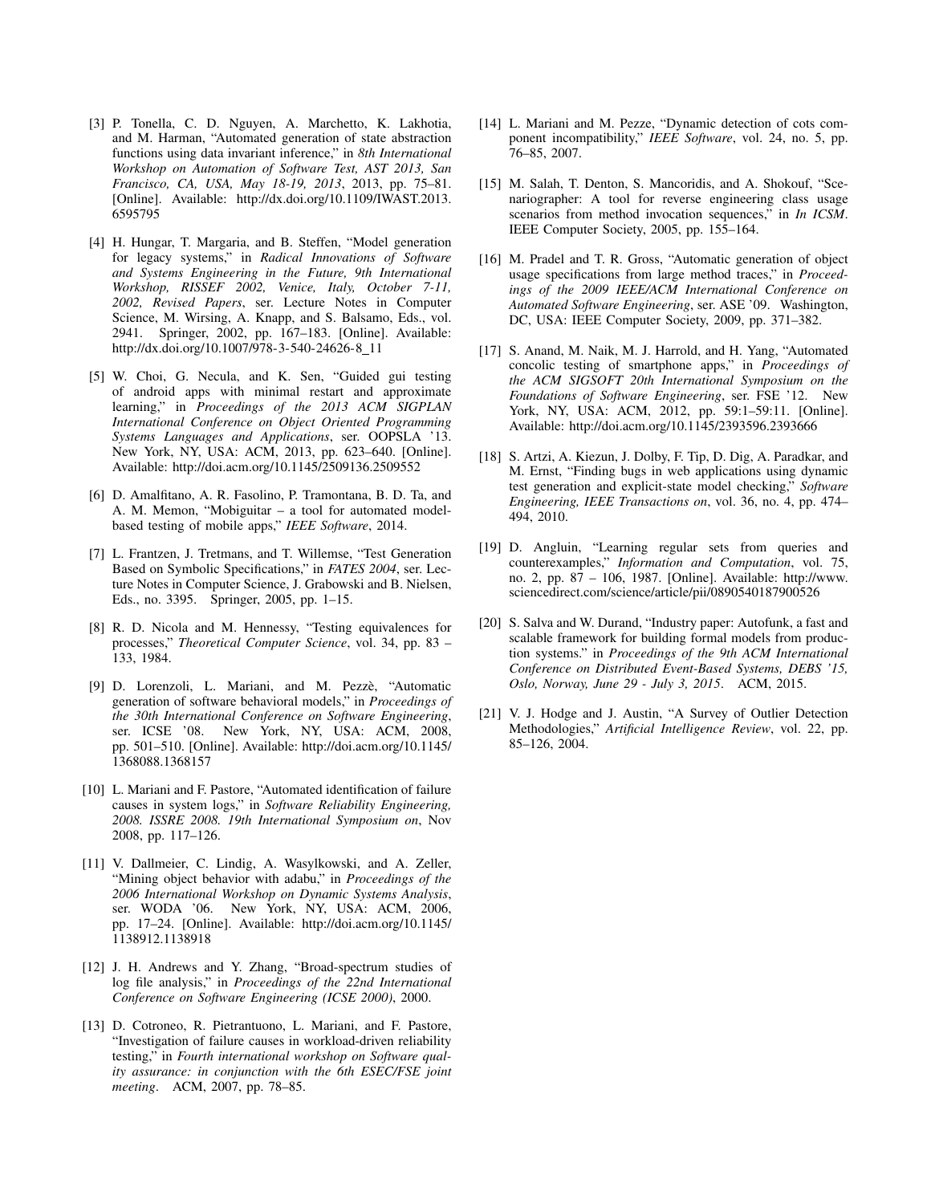[3] P. Tonella, C. D. Nguyen, A. Marchetto, K. Lakhotia, and M. Harman, "Automated generation of state abstraction functions using data invariant inference," in *8th International Workshop on Automation of Software Test, AST 2013, San Francisco, CA, USA, May 18-19, 2013*, 2013, pp. 75–81. [Online]. Available: http://dx.doi.org/10.1109/IWAST.2013.6595795

[4] H. Hungar, T. Margaria, and B. Steffen, "Model generation for legacy systems," in *Radical Innovations of Software and Systems Engineering in the Future, 9th International Workshop, RISSEF 2002, Venice, Italy, October 7-11, 2002, Revised Papers*, ser. Lecture Notes in Computer Science, M. Wirsing, A. Knapp, and S. Balsamo, Eds., vol. 2941. Springer, 2002, pp. 167–183. [Online]. Available: http://dx.doi.org/10.1007/978-3-540-24626-8_11

[5] W. Choi, G. Necula, and K. Sen, "Guided gui testing of android apps with minimal restart and approximate learning," in *Proceedings of the 2013 ACM SIGPLAN International Conference on Object Oriented Programming Systems Languages and Applications*, ser. OOPSLA '13. New York, NY, USA: ACM, 2013, pp. 623–640. [Online]. Available: http://doi.acm.org/10.1145/2509136.2509552

[6] D. Amalfitano, A. R. Fasolino, P. Tramontana, B. D. Ta, and A. M. Memon, "Mobiguitar – a tool for automated model-based testing of mobile apps," *IEEE Software*, 2014.

[7] L. Frantzen, J. Tretmans, and T. Willemse, "Test Generation Based on Symbolic Specifications," in *FATES 2004*, ser. Lecture Notes in Computer Science, J. Grabowski and B. Nielsen, Eds., no. 3395. Springer, 2005, pp. 1–15.

[8] R. D. Nicola and M. Hennessy, "Testing equivalences for processes," *Theoretical Computer Science*, vol. 34, pp. 83 – 133, 1984.

[9] D. Lorenzoli, L. Mariani, and M. Pezzè, "Automatic generation of software behavioral models," in *Proceedings of the 30th International Conference on Software Engineering*, ser. ICSE '08. New York, NY, USA: ACM, 2008, pp. 501–510. [Online]. Available: http://doi.acm.org/10.1145/1368088.1368157

[10] L. Mariani and F. Pastore, "Automated identification of failure causes in system logs," in *Software Reliability Engineering, 2008. ISSRE 2008. 19th International Symposium on*, Nov 2008, pp. 117–126.

[11] V. Dallmeier, C. Lindig, A. Wasylkowski, and A. Zeller, "Mining object behavior with adabu," in *Proceedings of the 2006 International Workshop on Dynamic Systems Analysis*, ser. WODA '06. New York, NY, USA: ACM, 2006, pp. 17–24. [Online]. Available: http://doi.acm.org/10.1145/1138912.1138918

[12] J. H. Andrews and Y. Zhang, "Broad-spectrum studies of log file analysis," in *Proceedings of the 22nd International Conference on Software Engineering (ICSE 2000)*, 2000.

[13] D. Cotroneo, R. Pietrantuono, L. Mariani, and F. Pastore, "Investigation of failure causes in workload-driven reliability testing," in *Fourth international workshop on Software quality assurance: in conjunction with the 6th ESEC/FSE joint meeting*. ACM, 2007, pp. 78–85.

[14] L. Mariani and M. Pezze, "Dynamic detection of cots component incompatibility," *IEEE Software*, vol. 24, no. 5, pp. 76–85, 2007.

[15] M. Salah, T. Denton, S. Mancoridis, and A. Shokouf, "Scenariographer: A tool for reverse engineering class usage scenarios from method invocation sequences," in *In ICSM*. IEEE Computer Society, 2005, pp. 155–164.

[16] M. Pradel and T. R. Gross, "Automatic generation of object usage specifications from large method traces," in *Proceedings of the 2009 IEEE/ACM International Conference on Automated Software Engineering*, ser. ASE '09. Washington, DC, USA: IEEE Computer Society, 2009, pp. 371–382.

[17] S. Anand, M. Naik, M. J. Harrold, and H. Yang, "Automated concolic testing of smartphone apps," in *Proceedings of the ACM SIGSOFT 20th International Symposium on the Foundations of Software Engineering*, ser. FSE '12. New York, NY, USA: ACM, 2012, pp. 59:1–59:11. [Online]. Available: http://doi.acm.org/10.1145/2393596.2393666

[18] S. Artzi, A. Kiezun, J. Dolby, F. Tip, D. Dig, A. Paradkar, and M. Ernst, "Finding bugs in web applications using dynamic test generation and explicit-state model checking," *Software Engineering, IEEE Transactions on*, vol. 36, no. 4, pp. 474–494, 2010.

[19] D. Angluin, "Learning regular sets from queries and counterexamples," *Information and Computation*, vol. 75, no. 2, pp. 87 – 106, 1987. [Online]. Available: http://www.sciencedirect.com/science/article/pii/0890540187900526

[20] S. Salva and W. Durand, "Industry paper: Autofunk, a fast and scalable framework for building formal models from production systems." in *Proceedings of the 9th ACM International Conference on Distributed Event-Based Systems, DEBS '15, Oslo, Norway, June 29 - July 3, 2015*. ACM, 2015.

[21] V. J. Hodge and J. Austin, "A Survey of Outlier Detection Methodologies," *Artificial Intelligence Review*, vol. 22, pp. 85–126, 2004.